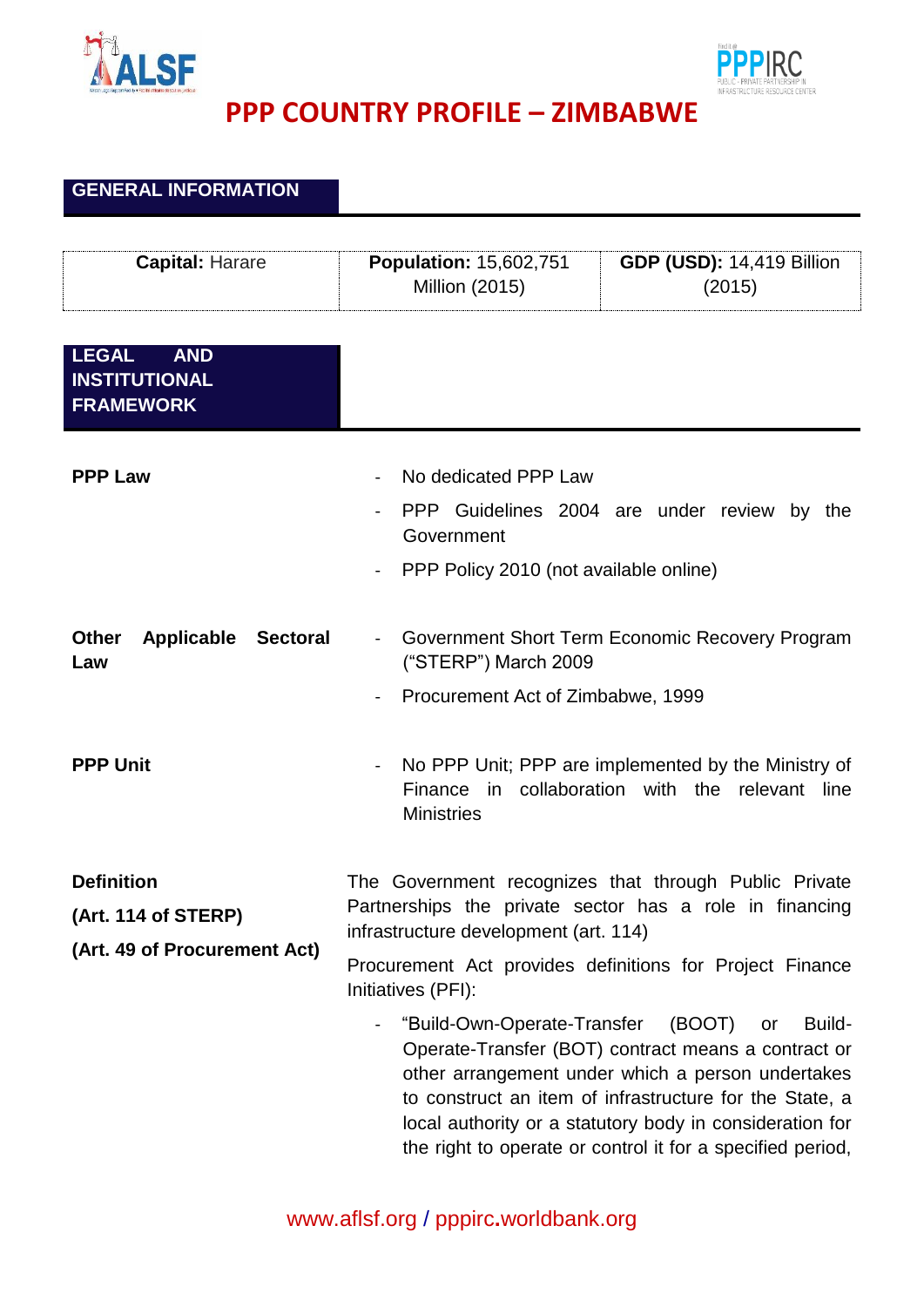# PPP COUNTRY PROFILE – ZIMBABWE

## GENERAL INFORMATION

| **Capital:** Harare | **Population:** 15,602,751 Million (2015) | **GDP (USD):** 14,419 Billion (2015) |
|---|---|---|

## LEGAL AND INSTITUTIONAL FRAMEWORK

**PPP Law**

- No dedicated PPP Law
- PPP Guidelines 2004 are under review by the Government
- PPP Policy 2010 (not available online)

**Other Applicable Sectoral Law**

- Government Short Term Economic Recovery Program ("STERP") March 2009
- Procurement Act of Zimbabwe, 1999

**PPP Unit**

- No PPP Unit; PPP are implemented by the Ministry of Finance in collaboration with the relevant line Ministries

**Definition**

**(Art. 114 of STERP)**

**(Art. 49 of Procurement Act)**

The Government recognizes that through Public Private Partnerships the private sector has a role in financing infrastructure development (art. 114)

Procurement Act provides definitions for Project Finance Initiatives (PFI):

- "Build-Own-Operate-Transfer (BOOT) or Build-Operate-Transfer (BOT) contract means a contract or other arrangement under which a person undertakes to construct an item of infrastructure for the State, a local authority or a statutory body in consideration for the right to operate or control it for a specified period,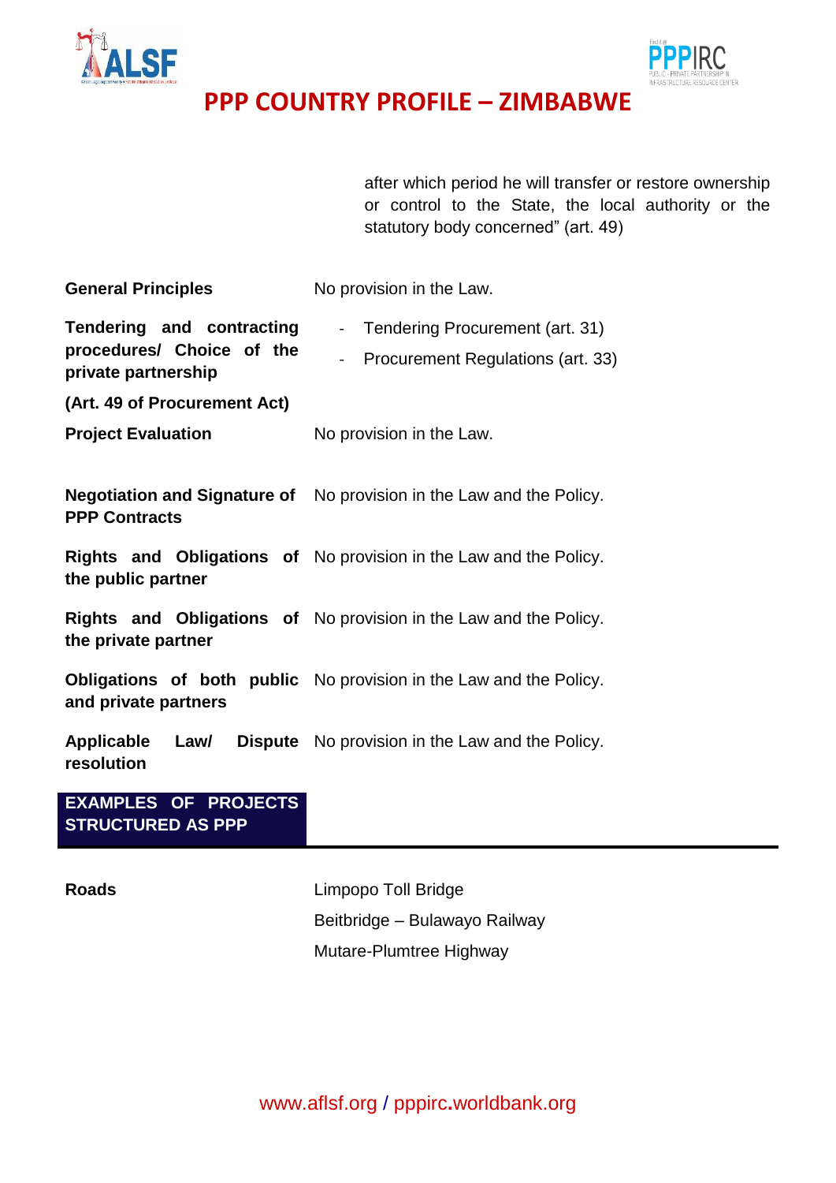| | |
|---|---|
| | after which period he will transfer or restore ownership or control to the State, the local authority or the statutory body concerned" (art. 49) |
| **General Principles** | No provision in the Law. |
| **Tendering and contracting procedures/ Choice of the private partnership**<br>**(Art. 49 of Procurement Act)** | - Tendering Procurement (art. 31)<br>- Procurement Regulations (art. 33) |
| **Project Evaluation** | No provision in the Law. |
| **Negotiation and Signature of PPP Contracts** | No provision in the Law and the Policy. |
| **Rights and Obligations of the public partner** | No provision in the Law and the Policy. |
| **Rights and Obligations of the private partner** | No provision in the Law and the Policy. |
| **Obligations of both public and private partners** | No provision in the Law and the Policy. |
| **Applicable Law/ Dispute resolution** | No provision in the Law and the Policy. |

## EXAMPLES OF PROJECTS STRUCTURED AS PPP

| | |
|---|---|
| **Roads** | Limpopo Toll Bridge<br>Beitbridge – Bulawayo Railway<br>Mutare-Plumtree Highway |